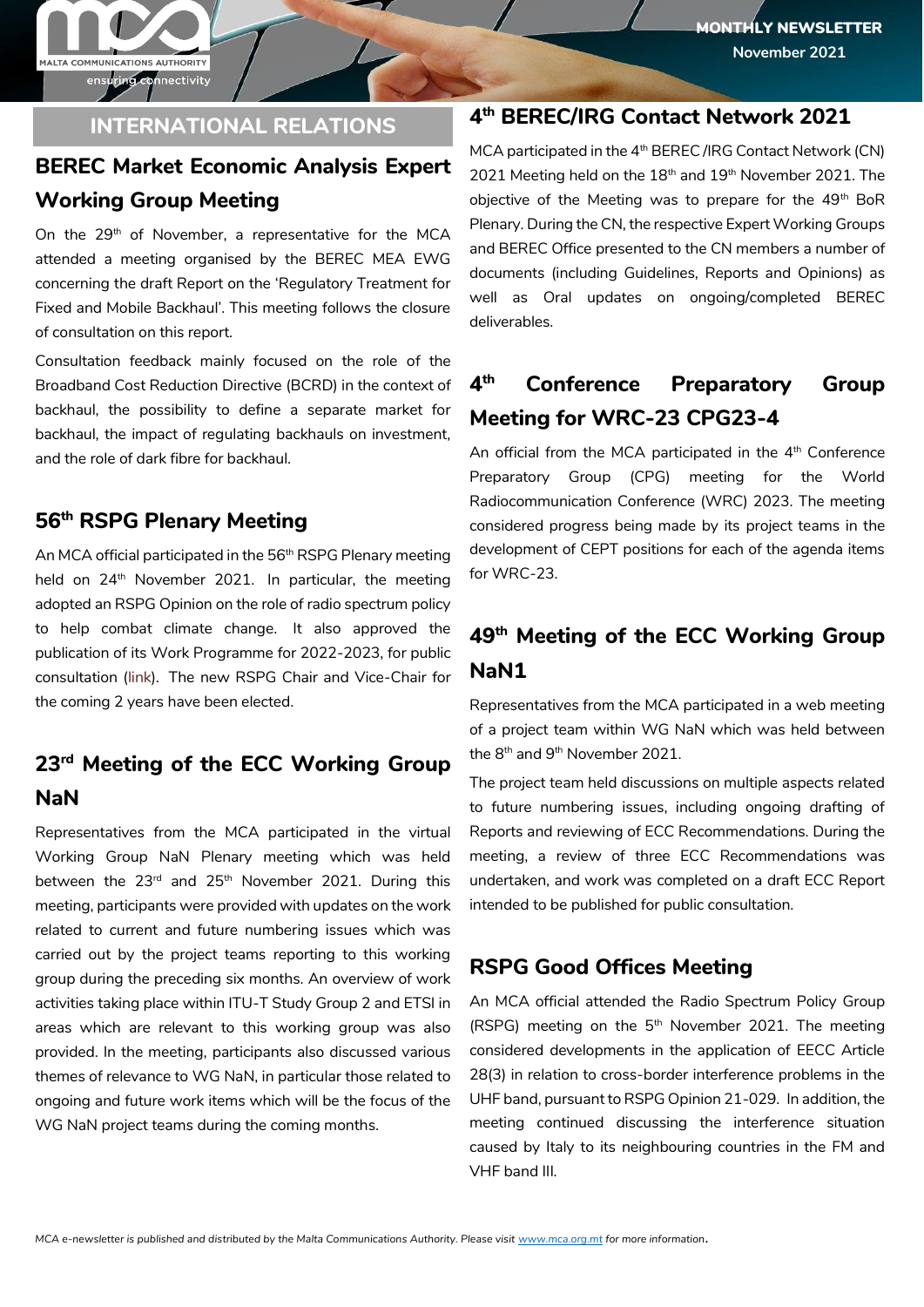# INTERNATIONAL RELATIONS

## BEREC Market Economic Analysis Expert Working Group Meeting

On the 29th of November, a representative for the MCA attended a meeting organised by the BEREC MEA EWG concerning the draft Report on the 'Regulatory Treatment for Fixed and Mobile Backhaul'. This meeting follows the closure of consultation on this report.

Consultation feedback mainly focused on the role of the Broadband Cost Reduction Directive (BCRD) in the context of backhaul, the possibility to define a separate market for backhaul, the impact of regulating backhauls on investment, and the role of dark fibre for backhaul.

## 56th RSPG Plenary Meeting

An MCA official participated in the 56th RSPG Plenary meeting held on 24th November 2021. In particular, the meeting adopted an RSPG Opinion on the role of radio spectrum policy to help combat climate change. It also approved the publication of its Work Programme for 2022-2023, for public consultation (link). The new RSPG Chair and Vice-Chair for the coming 2 years have been elected.

## 23rd Meeting of the ECC Working Group NaN

Representatives from the MCA participated in the virtual Working Group NaN Plenary meeting which was held between the 23rd and 25th November 2021. During this meeting, participants were provided with updates on the work related to current and future numbering issues which was carried out by the project teams reporting to this working group during the preceding six months. An overview of work activities taking place within ITU-T Study Group 2 and ETSI in areas which are relevant to this working group was also provided. In the meeting, participants also discussed various themes of relevance to WG NaN, in particular those related to ongoing and future work items which will be the focus of the WG NaN project teams during the coming months.

## 4th BEREC/IRG Contact Network 2021

MCA participated in the 4th BEREC /IRG Contact Network (CN) 2021 Meeting held on the 18th and 19th November 2021. The objective of the Meeting was to prepare for the 49th BoR Plenary. During the CN, the respective Expert Working Groups and BEREC Office presented to the CN members a number of documents (including Guidelines, Reports and Opinions) as well as Oral updates on ongoing/completed BEREC deliverables.

## 4th Conference Preparatory Group Meeting for WRC-23 CPG23-4

An official from the MCA participated in the 4th Conference Preparatory Group (CPG) meeting for the World Radiocommunication Conference (WRC) 2023. The meeting considered progress being made by its project teams in the development of CEPT positions for each of the agenda items for WRC-23.

## 49th Meeting of the ECC Working Group NaN1

Representatives from the MCA participated in a web meeting of a project team within WG NaN which was held between the 8th and 9th November 2021.

The project team held discussions on multiple aspects related to future numbering issues, including ongoing drafting of Reports and reviewing of ECC Recommendations. During the meeting, a review of three ECC Recommendations was undertaken, and work was completed on a draft ECC Report intended to be published for public consultation.

## RSPG Good Offices Meeting

An MCA official attended the Radio Spectrum Policy Group (RSPG) meeting on the 5th November 2021. The meeting considered developments in the application of EECC Article 28(3) in relation to cross-border interference problems in the UHF band, pursuant to RSPG Opinion 21-029. In addition, the meeting continued discussing the interference situation caused by Italy to its neighbouring countries in the FM and VHF band III.

*MCA e-newsletter is published and distributed by the Malta Communications Authority. Please visit www.mca.org.mt for more information.*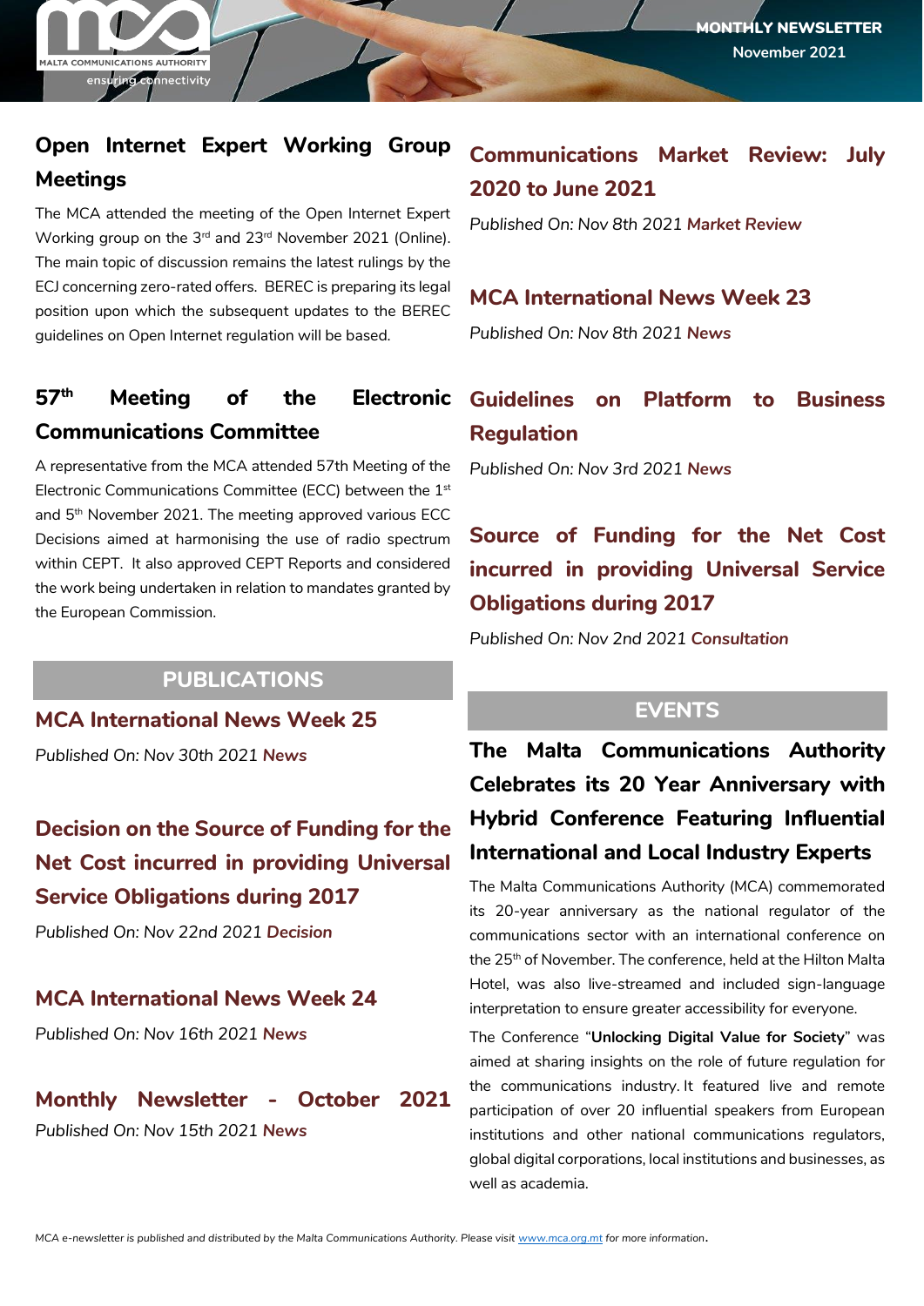## Open Internet Expert Working Group Meetings

The MCA attended the meeting of the Open Internet Expert Working group on the 3rd and 23rd November 2021 (Online). The main topic of discussion remains the latest rulings by the ECJ concerning zero-rated offers. BEREC is preparing its legal position upon which the subsequent updates to the BEREC guidelines on Open Internet regulation will be based.

## 57th Meeting of the Electronic Communications Committee

A representative from the MCA attended 57th Meeting of the Electronic Communications Committee (ECC) between the 1st and 5th November 2021. The meeting approved various ECC Decisions aimed at harmonising the use of radio spectrum within CEPT. It also approved CEPT Reports and considered the work being undertaken in relation to mandates granted by the European Commission.

## PUBLICATIONS

### MCA International News Week 25

*Published On: Nov 30th 2021* **News**

### Decision on the Source of Funding for the Net Cost incurred in providing Universal Service Obligations during 2017

*Published On: Nov 22nd 2021* ***Decision***

### MCA International News Week 24

*Published On: Nov 16th 2021* **News**

### Monthly Newsletter - October 2021

*Published On: Nov 15th 2021* **News**

### Communications Market Review: July 2020 to June 2021

*Published On: Nov 8th 2021* **Market Review**

### MCA International News Week 23

*Published On: Nov 8th 2021* **News**

### Guidelines on Platform to Business Regulation

*Published On: Nov 3rd 2021* **News**

### Source of Funding for the Net Cost incurred in providing Universal Service Obligations during 2017

*Published On: Nov 2nd 2021* **Consultation**

## EVENTS

### The Malta Communications Authority Celebrates its 20 Year Anniversary with Hybrid Conference Featuring Influential International and Local Industry Experts

The Malta Communications Authority (MCA) commemorated its 20-year anniversary as the national regulator of the communications sector with an international conference on the 25th of November. The conference, held at the Hilton Malta Hotel, was also live-streamed and included sign-language interpretation to ensure greater accessibility for everyone.

The Conference "**Unlocking Digital Value for Society**" was aimed at sharing insights on the role of future regulation for the communications industry. It featured live and remote participation of over 20 influential speakers from European institutions and other national communications regulators, global digital corporations, local institutions and businesses, as well as academia.

*MCA e-newsletter is published and distributed by the Malta Communications Authority. Please visit www.mca.org.mt for more information.*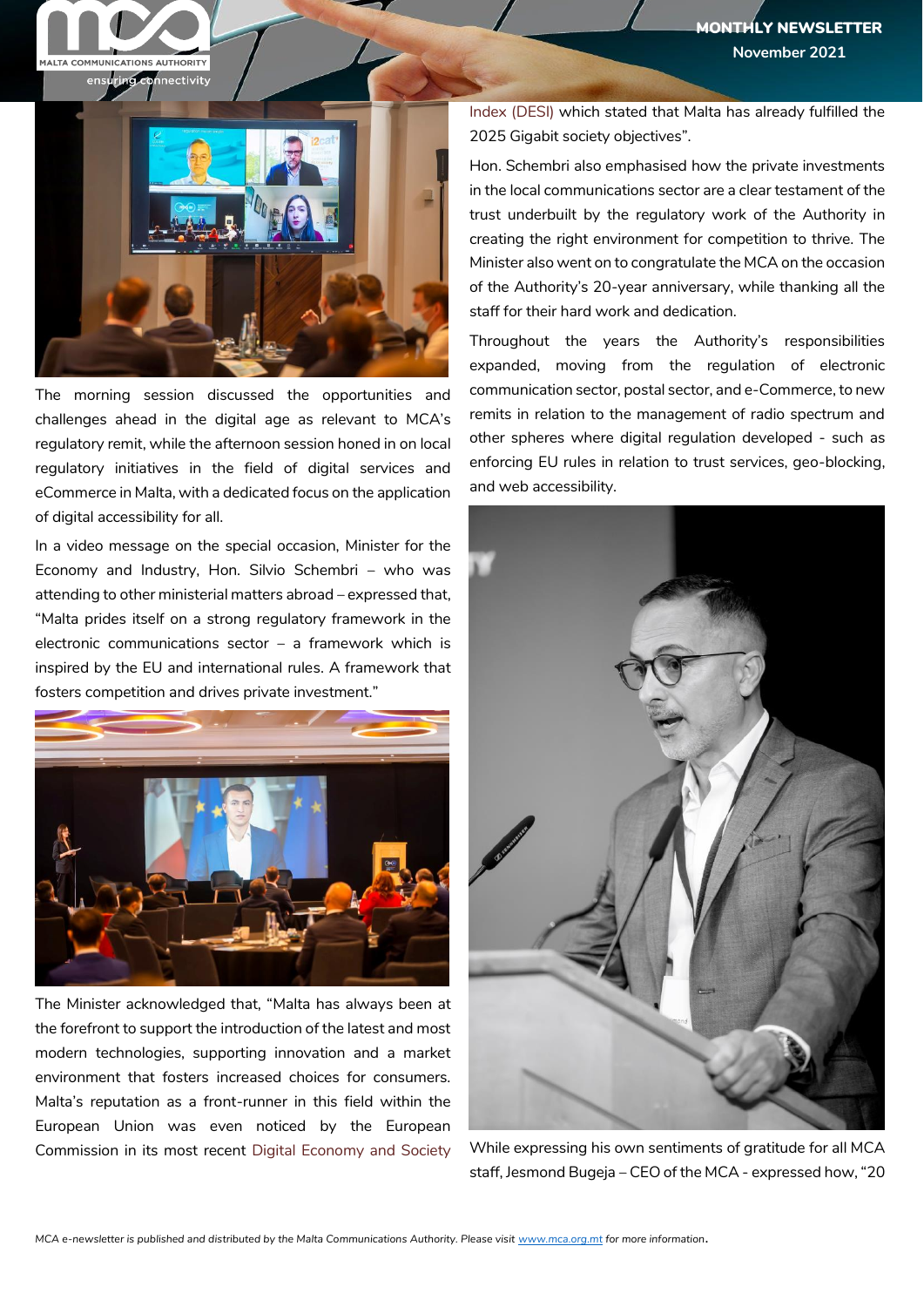The morning session discussed the opportunities and challenges ahead in the digital age as relevant to MCA's regulatory remit, while the afternoon session honed in on local regulatory initiatives in the field of digital services and eCommerce in Malta, with a dedicated focus on the application of digital accessibility for all.

In a video message on the special occasion, Minister for the Economy and Industry, Hon. Silvio Schembri – who was attending to other ministerial matters abroad – expressed that, "Malta prides itself on a strong regulatory framework in the electronic communications sector – a framework which is inspired by the EU and international rules. A framework that fosters competition and drives private investment."

The Minister acknowledged that, "Malta has always been at the forefront to support the introduction of the latest and most modern technologies, supporting innovation and a market environment that fosters increased choices for consumers. Malta's reputation as a front-runner in this field within the European Union was even noticed by the European Commission in its most recent Digital Economy and Society Index (DESI) which stated that Malta has already fulfilled the 2025 Gigabit society objectives".

Hon. Schembri also emphasised how the private investments in the local communications sector are a clear testament of the trust underbuilt by the regulatory work of the Authority in creating the right environment for competition to thrive. The Minister also went on to congratulate the MCA on the occasion of the Authority's 20-year anniversary, while thanking all the staff for their hard work and dedication.

Throughout the years the Authority's responsibilities expanded, moving from the regulation of electronic communication sector, postal sector, and e-Commerce, to new remits in relation to the management of radio spectrum and other spheres where digital regulation developed - such as enforcing EU rules in relation to trust services, geo-blocking, and web accessibility.

While expressing his own sentiments of gratitude for all MCA staff, Jesmond Bugeja – CEO of the MCA - expressed how, "20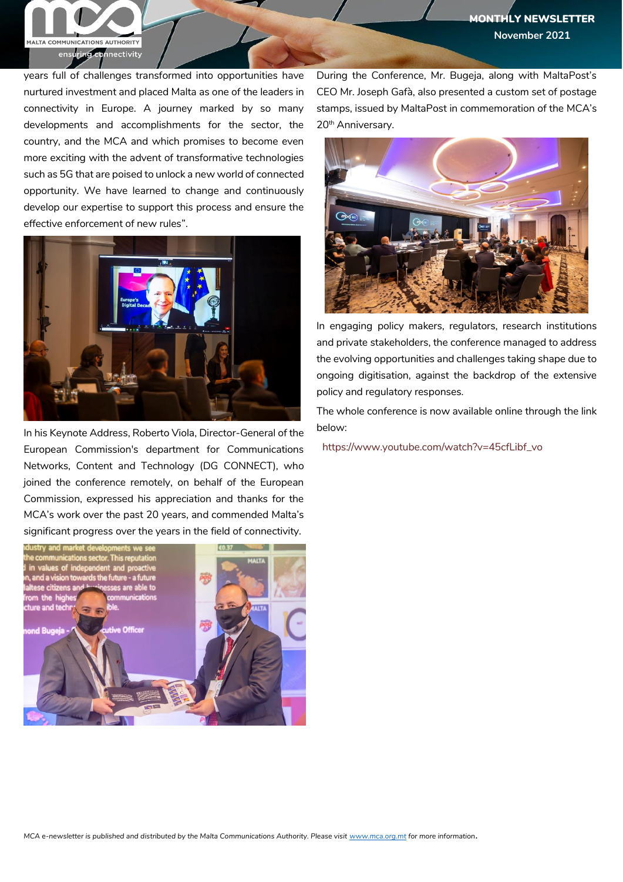years full of challenges transformed into opportunities have nurtured investment and placed Malta as one of the leaders in connectivity in Europe. A journey marked by so many developments and accomplishments for the sector, the country, and the MCA and which promises to become even more exciting with the advent of transformative technologies such as 5G that are poised to unlock a new world of connected opportunity. We have learned to change and continuously develop our expertise to support this process and ensure the effective enforcement of new rules".

In his Keynote Address, Roberto Viola, Director-General of the European Commission's department for Communications Networks, Content and Technology (DG CONNECT), who joined the conference remotely, on behalf of the European Commission, expressed his appreciation and thanks for the MCA's work over the past 20 years, and commended Malta's significant progress over the years in the field of connectivity.

During the Conference, Mr. Bugeja, along with MaltaPost's CEO Mr. Joseph Gafà, also presented a custom set of postage stamps, issued by MaltaPost in commemoration of the MCA's 20th Anniversary.

In engaging policy makers, regulators, research institutions and private stakeholders, the conference managed to address the evolving opportunities and challenges taking shape due to ongoing digitisation, against the backdrop of the extensive policy and regulatory responses.

The whole conference is now available online through the link below:

https://www.youtube.com/watch?v=45cfLibf_vo